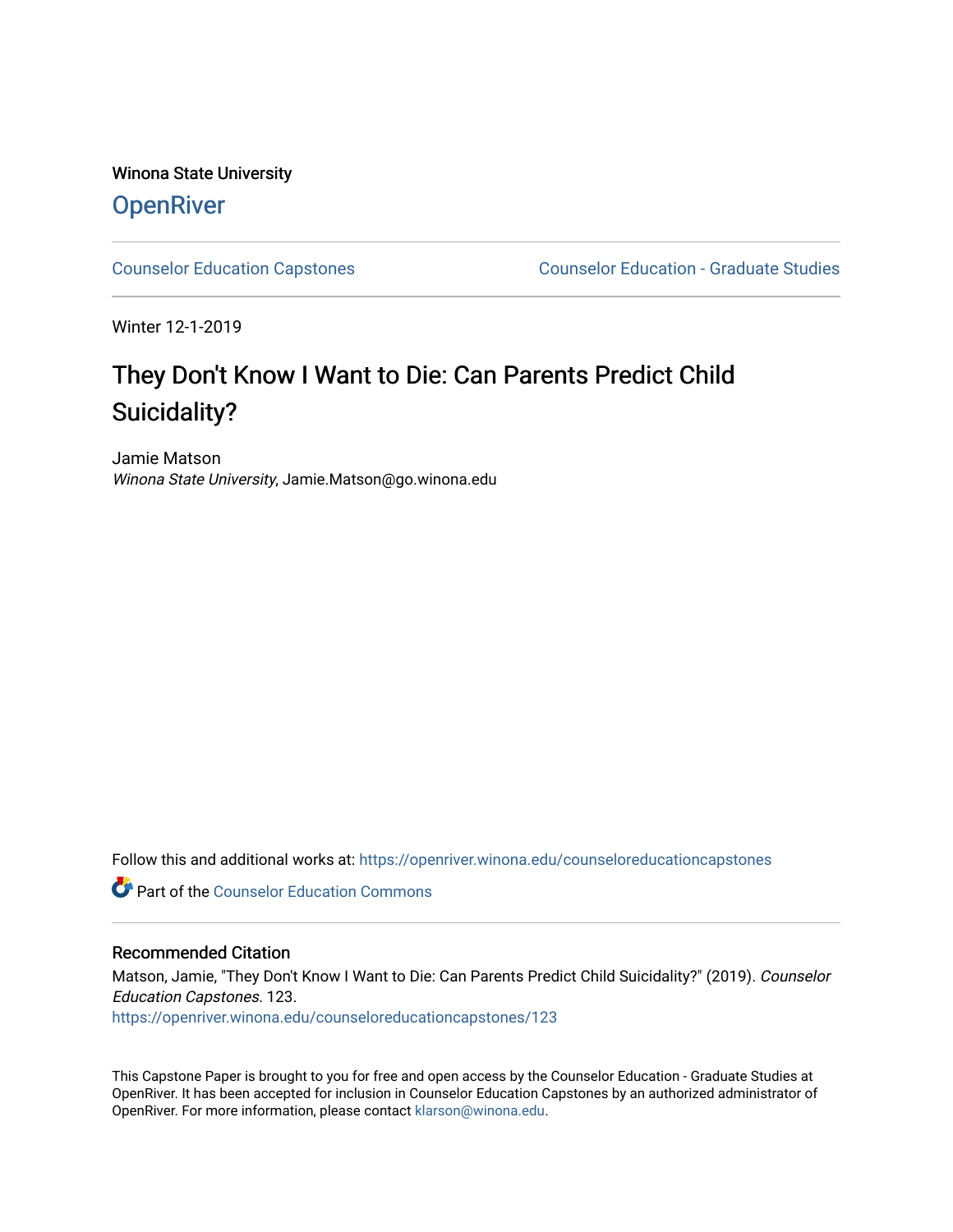Winona State University

**OpenRiver**

Counselor Education Capstones | Counselor Education - Graduate Studies

Winter 12-1-2019

# They Don't Know I Want to Die: Can Parents Predict Child Suicidality?

Jamie Matson
*Winona State University*, Jamie.Matson@go.winona.edu

Follow this and additional works at: https://openriver.winona.edu/counseloreducationcapstones

Part of the Counselor Education Commons

## Recommended Citation

Matson, Jamie, "They Don't Know I Want to Die: Can Parents Predict Child Suicidality?" (2019). *Counselor Education Capstones*. 123.
https://openriver.winona.edu/counseloreducationcapstones/123

This Capstone Paper is brought to you for free and open access by the Counselor Education - Graduate Studies at OpenRiver. It has been accepted for inclusion in Counselor Education Capstones by an authorized administrator of OpenRiver. For more information, please contact klarson@winona.edu.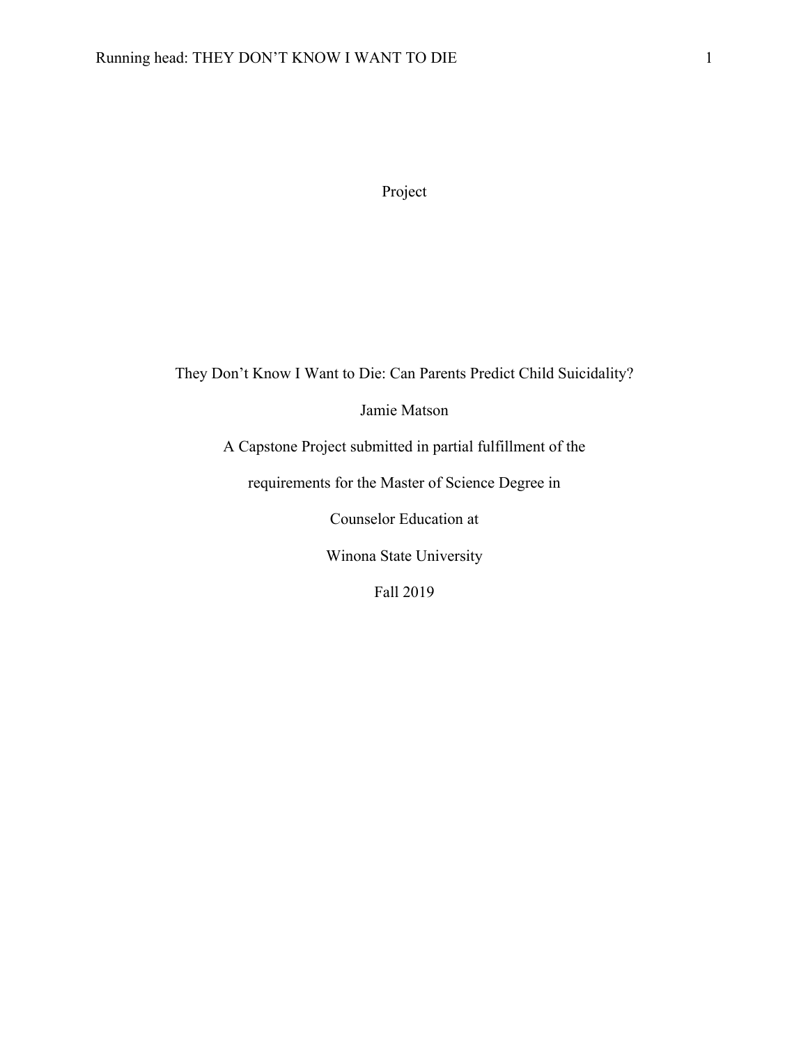Project

They Don't Know I Want to Die: Can Parents Predict Child Suicidality?

Jamie Matson

A Capstone Project submitted in partial fulfillment of the

requirements for the Master of Science Degree in

Counselor Education at

Winona State University

Fall 2019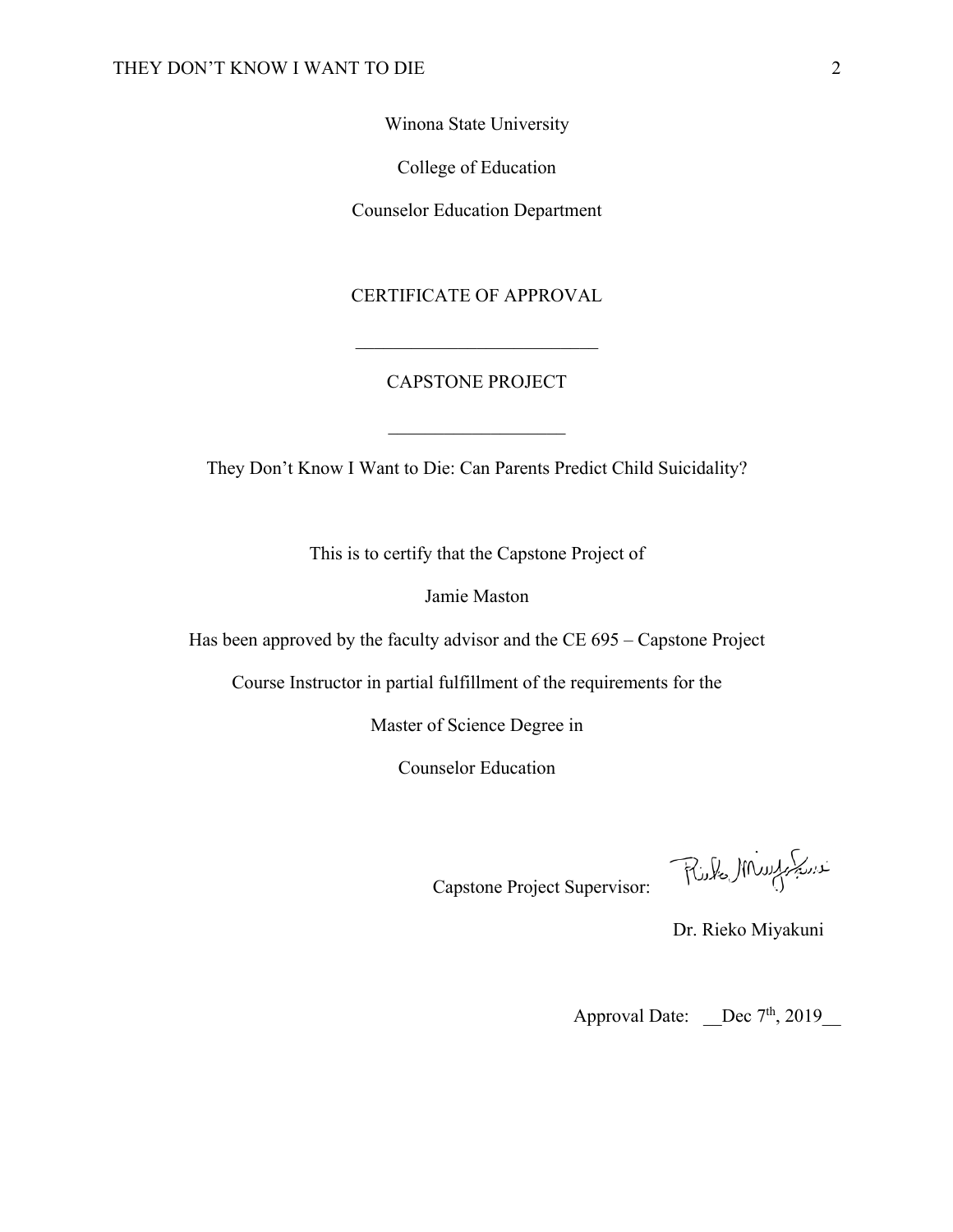Winona State University

College of Education

Counselor Education Department

CERTIFICATE OF APPROVAL

___________________________

CAPSTONE PROJECT

___________________

They Don't Know I Want to Die: Can Parents Predict Child Suicidality?

This is to certify that the Capstone Project of

Jamie Maston

Has been approved by the faculty advisor and the CE 695 – Capstone Project

Course Instructor in partial fulfillment of the requirements for the

Master of Science Degree in

Counselor Education

Capstone Project Supervisor: Rieko Miyakuni

Dr. Rieko Miyakuni

Approval Date: __Dec 7th, 2019__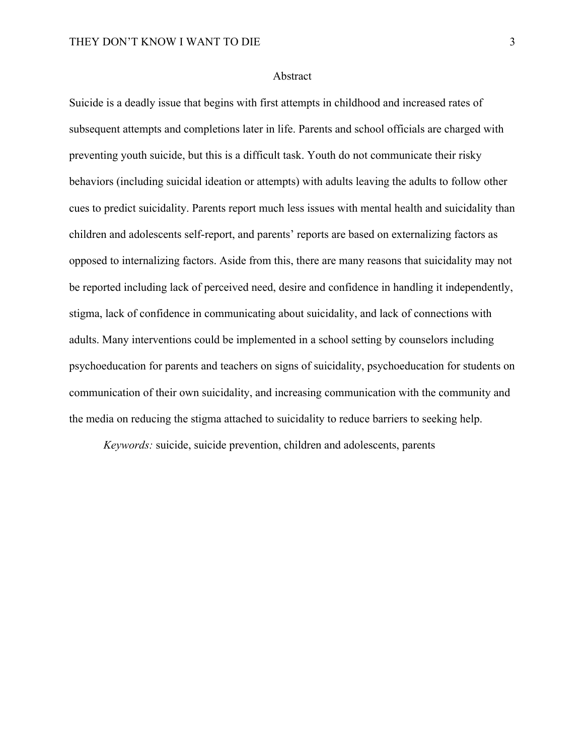# Abstract

Suicide is a deadly issue that begins with first attempts in childhood and increased rates of subsequent attempts and completions later in life. Parents and school officials are charged with preventing youth suicide, but this is a difficult task. Youth do not communicate their risky behaviors (including suicidal ideation or attempts) with adults leaving the adults to follow other cues to predict suicidality. Parents report much less issues with mental health and suicidality than children and adolescents self-report, and parents' reports are based on externalizing factors as opposed to internalizing factors. Aside from this, there are many reasons that suicidality may not be reported including lack of perceived need, desire and confidence in handling it independently, stigma, lack of confidence in communicating about suicidality, and lack of connections with adults. Many interventions could be implemented in a school setting by counselors including psychoeducation for parents and teachers on signs of suicidality, psychoeducation for students on communication of their own suicidality, and increasing communication with the community and the media on reducing the stigma attached to suicidality to reduce barriers to seeking help.

*Keywords:* suicide, suicide prevention, children and adolescents, parents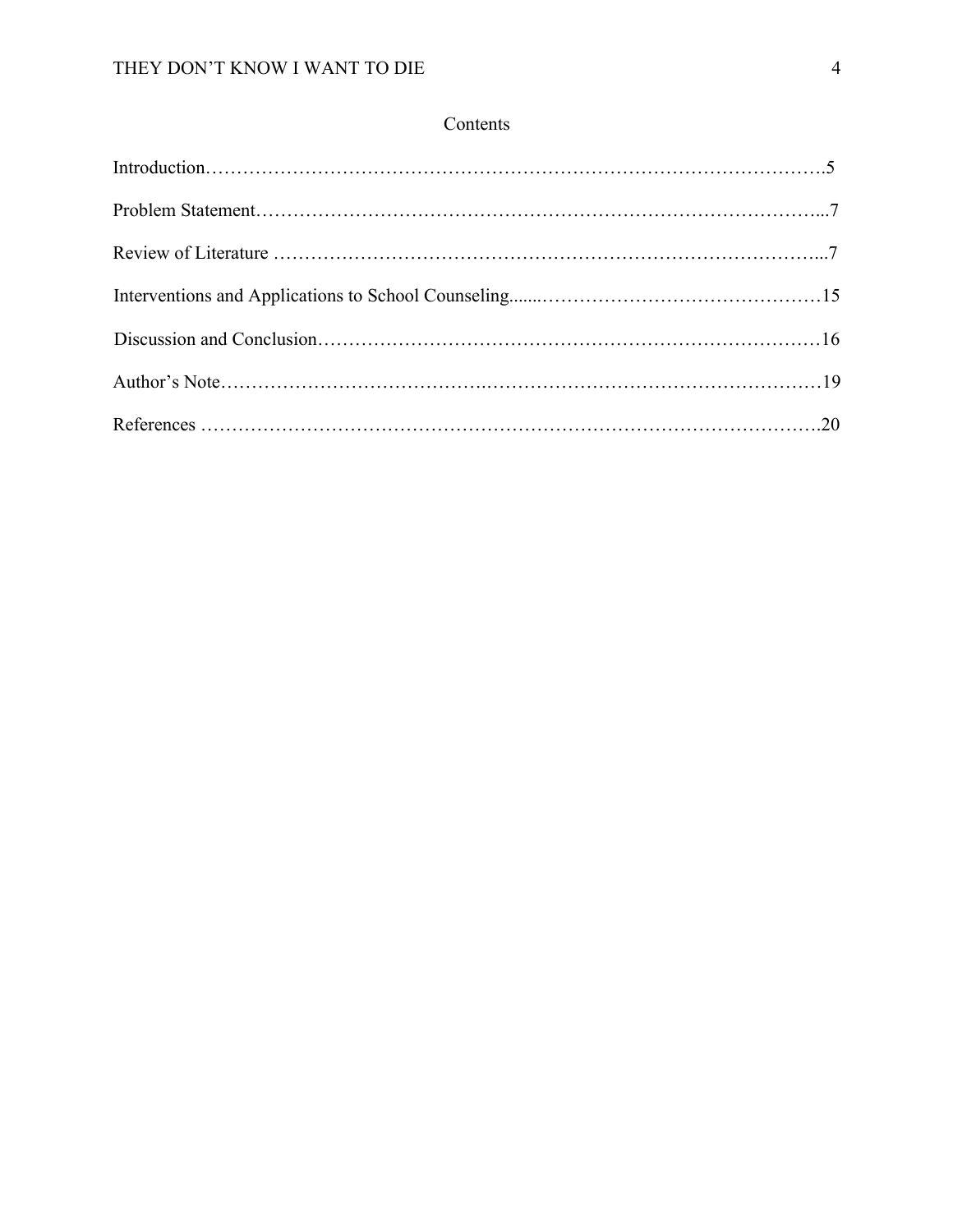## Contents

Introduction……………………………………………………………………………………….5

Problem Statement………………………………………………………………………………...7

Review of Literature ……………………………………………………………………………...7

Interventions and Applications to School Counseling.......………………………………………15

Discussion and Conclusion………………………………………………………………………16

Author's Note……………………………………..………………………………………………19

References ……………………………………………………………………………………….20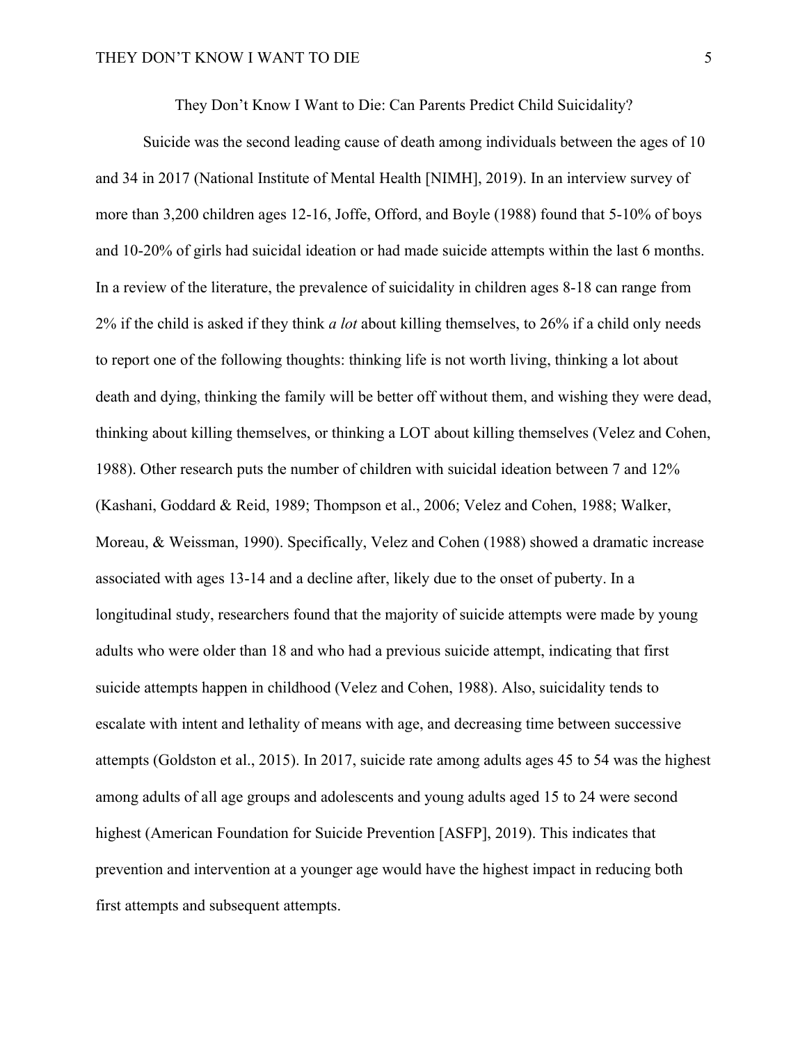They Don't Know I Want to Die: Can Parents Predict Child Suicidality?

Suicide was the second leading cause of death among individuals between the ages of 10 and 34 in 2017 (National Institute of Mental Health [NIMH], 2019). In an interview survey of more than 3,200 children ages 12-16, Joffe, Offord, and Boyle (1988) found that 5-10% of boys and 10-20% of girls had suicidal ideation or had made suicide attempts within the last 6 months. In a review of the literature, the prevalence of suicidality in children ages 8-18 can range from 2% if the child is asked if they think *a lot* about killing themselves, to 26% if a child only needs to report one of the following thoughts: thinking life is not worth living, thinking a lot about death and dying, thinking the family will be better off without them, and wishing they were dead, thinking about killing themselves, or thinking a LOT about killing themselves (Velez and Cohen, 1988). Other research puts the number of children with suicidal ideation between 7 and 12% (Kashani, Goddard & Reid, 1989; Thompson et al., 2006; Velez and Cohen, 1988; Walker, Moreau, & Weissman, 1990). Specifically, Velez and Cohen (1988) showed a dramatic increase associated with ages 13-14 and a decline after, likely due to the onset of puberty. In a longitudinal study, researchers found that the majority of suicide attempts were made by young adults who were older than 18 and who had a previous suicide attempt, indicating that first suicide attempts happen in childhood (Velez and Cohen, 1988). Also, suicidality tends to escalate with intent and lethality of means with age, and decreasing time between successive attempts (Goldston et al., 2015). In 2017, suicide rate among adults ages 45 to 54 was the highest among adults of all age groups and adolescents and young adults aged 15 to 24 were second highest (American Foundation for Suicide Prevention [ASFP], 2019). This indicates that prevention and intervention at a younger age would have the highest impact in reducing both first attempts and subsequent attempts.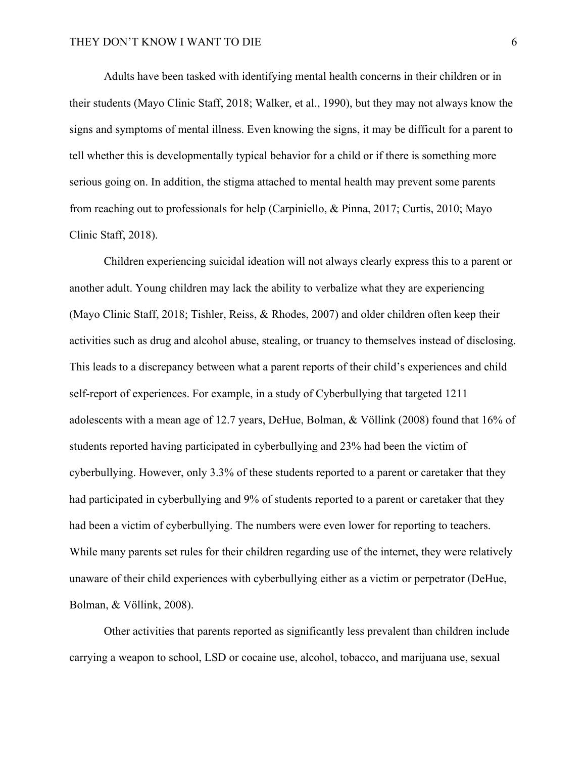Adults have been tasked with identifying mental health concerns in their children or in their students (Mayo Clinic Staff, 2018; Walker, et al., 1990), but they may not always know the signs and symptoms of mental illness. Even knowing the signs, it may be difficult for a parent to tell whether this is developmentally typical behavior for a child or if there is something more serious going on. In addition, the stigma attached to mental health may prevent some parents from reaching out to professionals for help (Carpiniello, & Pinna, 2017; Curtis, 2010; Mayo Clinic Staff, 2018).

Children experiencing suicidal ideation will not always clearly express this to a parent or another adult. Young children may lack the ability to verbalize what they are experiencing (Mayo Clinic Staff, 2018; Tishler, Reiss, & Rhodes, 2007) and older children often keep their activities such as drug and alcohol abuse, stealing, or truancy to themselves instead of disclosing. This leads to a discrepancy between what a parent reports of their child's experiences and child self-report of experiences. For example, in a study of Cyberbullying that targeted 1211 adolescents with a mean age of 12.7 years, DeHue, Bolman, & Völlink (2008) found that 16% of students reported having participated in cyberbullying and 23% had been the victim of cyberbullying. However, only 3.3% of these students reported to a parent or caretaker that they had participated in cyberbullying and 9% of students reported to a parent or caretaker that they had been a victim of cyberbullying. The numbers were even lower for reporting to teachers. While many parents set rules for their children regarding use of the internet, they were relatively unaware of their child experiences with cyberbullying either as a victim or perpetrator (DeHue, Bolman, & Völlink, 2008).

Other activities that parents reported as significantly less prevalent than children include carrying a weapon to school, LSD or cocaine use, alcohol, tobacco, and marijuana use, sexual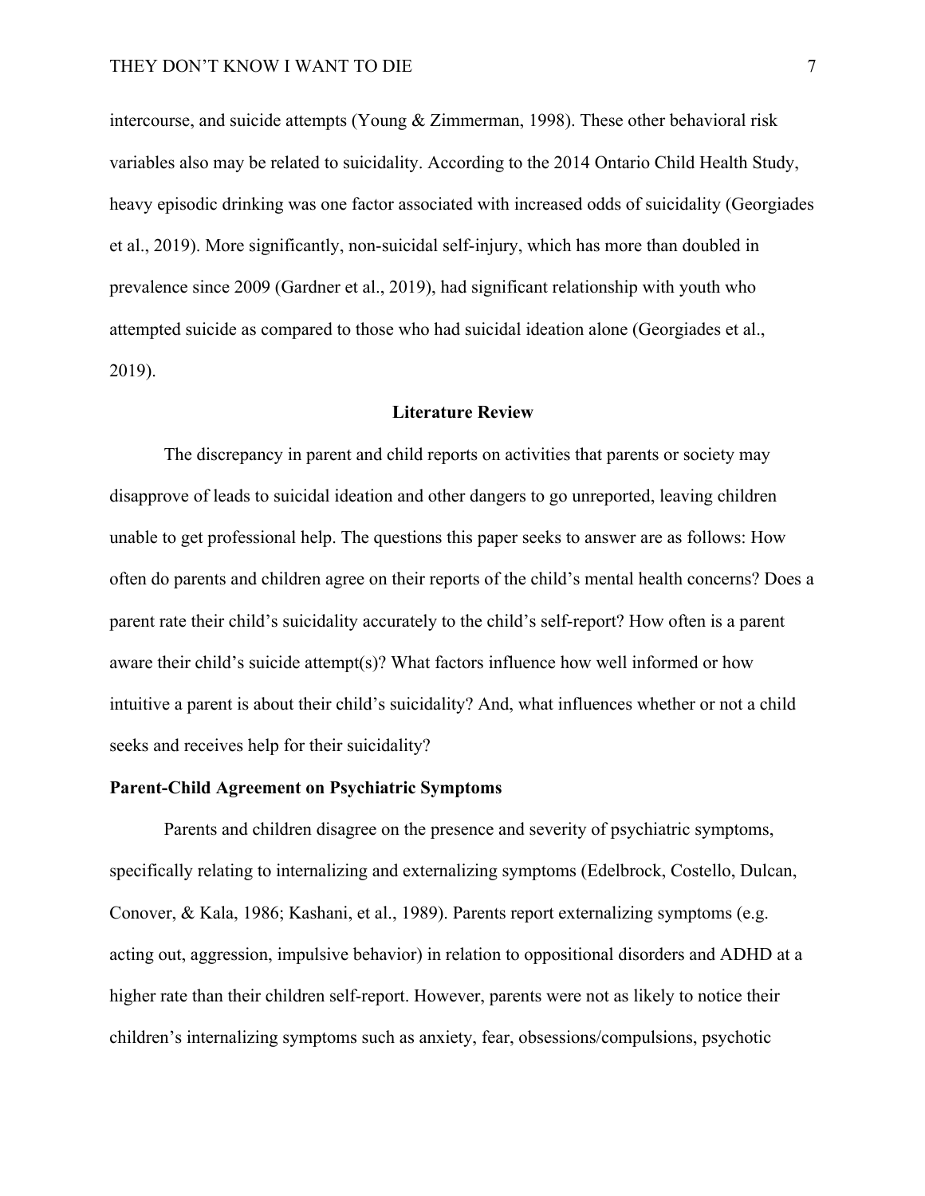intercourse, and suicide attempts (Young & Zimmerman, 1998). These other behavioral risk variables also may be related to suicidality. According to the 2014 Ontario Child Health Study, heavy episodic drinking was one factor associated with increased odds of suicidality (Georgiades et al., 2019). More significantly, non-suicidal self-injury, which has more than doubled in prevalence since 2009 (Gardner et al., 2019), had significant relationship with youth who attempted suicide as compared to those who had suicidal ideation alone (Georgiades et al., 2019).

## Literature Review

The discrepancy in parent and child reports on activities that parents or society may disapprove of leads to suicidal ideation and other dangers to go unreported, leaving children unable to get professional help. The questions this paper seeks to answer are as follows: How often do parents and children agree on their reports of the child's mental health concerns? Does a parent rate their child's suicidality accurately to the child's self-report? How often is a parent aware their child's suicide attempt(s)? What factors influence how well informed or how intuitive a parent is about their child's suicidality? And, what influences whether or not a child seeks and receives help for their suicidality?

### Parent-Child Agreement on Psychiatric Symptoms

Parents and children disagree on the presence and severity of psychiatric symptoms, specifically relating to internalizing and externalizing symptoms (Edelbrock, Costello, Dulcan, Conover, & Kala, 1986; Kashani, et al., 1989). Parents report externalizing symptoms (e.g. acting out, aggression, impulsive behavior) in relation to oppositional disorders and ADHD at a higher rate than their children self-report. However, parents were not as likely to notice their children's internalizing symptoms such as anxiety, fear, obsessions/compulsions, psychotic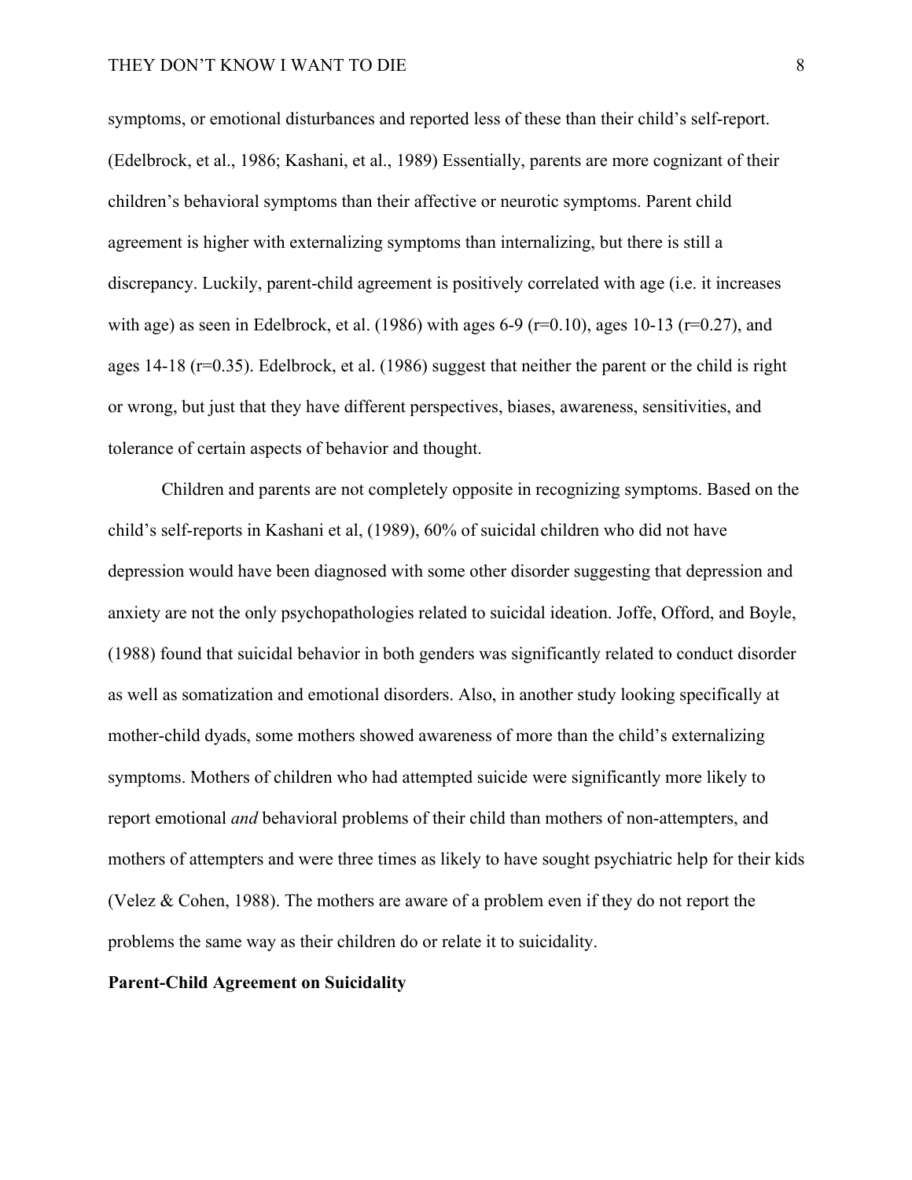symptoms, or emotional disturbances and reported less of these than their child's self-report. (Edelbrock, et al., 1986; Kashani, et al., 1989) Essentially, parents are more cognizant of their children's behavioral symptoms than their affective or neurotic symptoms. Parent child agreement is higher with externalizing symptoms than internalizing, but there is still a discrepancy. Luckily, parent-child agreement is positively correlated with age (i.e. it increases with age) as seen in Edelbrock, et al. (1986) with ages 6-9 ($r=0.10$), ages 10-13 ($r=0.27$), and ages 14-18 ($r=0.35$). Edelbrock, et al. (1986) suggest that neither the parent or the child is right or wrong, but just that they have different perspectives, biases, awareness, sensitivities, and tolerance of certain aspects of behavior and thought.

Children and parents are not completely opposite in recognizing symptoms. Based on the child's self-reports in Kashani et al, (1989), 60% of suicidal children who did not have depression would have been diagnosed with some other disorder suggesting that depression and anxiety are not the only psychopathologies related to suicidal ideation. Joffe, Offord, and Boyle, (1988) found that suicidal behavior in both genders was significantly related to conduct disorder as well as somatization and emotional disorders. Also, in another study looking specifically at mother-child dyads, some mothers showed awareness of more than the child's externalizing symptoms. Mothers of children who had attempted suicide were significantly more likely to report emotional *and* behavioral problems of their child than mothers of non-attempters, and mothers of attempters and were three times as likely to have sought psychiatric help for their kids (Velez & Cohen, 1988). The mothers are aware of a problem even if they do not report the problems the same way as their children do or relate it to suicidality.

**Parent-Child Agreement on Suicidality**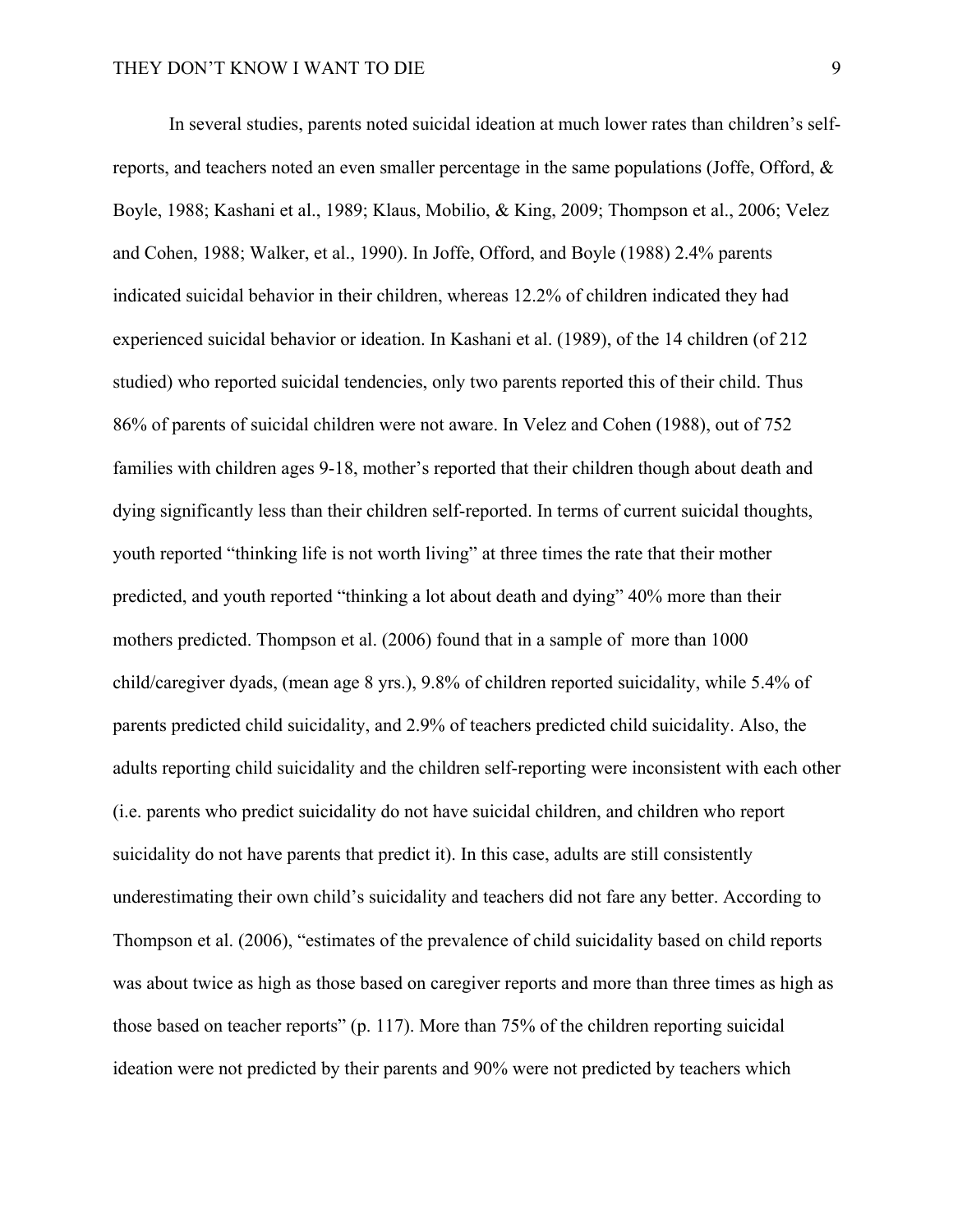In several studies, parents noted suicidal ideation at much lower rates than children's self-reports, and teachers noted an even smaller percentage in the same populations (Joffe, Offord, & Boyle, 1988; Kashani et al., 1989; Klaus, Mobilio, & King, 2009; Thompson et al., 2006; Velez and Cohen, 1988; Walker, et al., 1990). In Joffe, Offord, and Boyle (1988) 2.4% parents indicated suicidal behavior in their children, whereas 12.2% of children indicated they had experienced suicidal behavior or ideation. In Kashani et al. (1989), of the 14 children (of 212 studied) who reported suicidal tendencies, only two parents reported this of their child. Thus 86% of parents of suicidal children were not aware. In Velez and Cohen (1988), out of 752 families with children ages 9-18, mother's reported that their children though about death and dying significantly less than their children self-reported. In terms of current suicidal thoughts, youth reported "thinking life is not worth living" at three times the rate that their mother predicted, and youth reported "thinking a lot about death and dying" 40% more than their mothers predicted. Thompson et al. (2006) found that in a sample of more than 1000 child/caregiver dyads, (mean age 8 yrs.), 9.8% of children reported suicidality, while 5.4% of parents predicted child suicidality, and 2.9% of teachers predicted child suicidality. Also, the adults reporting child suicidality and the children self-reporting were inconsistent with each other (i.e. parents who predict suicidality do not have suicidal children, and children who report suicidality do not have parents that predict it). In this case, adults are still consistently underestimating their own child's suicidality and teachers did not fare any better. According to Thompson et al. (2006), "estimates of the prevalence of child suicidality based on child reports was about twice as high as those based on caregiver reports and more than three times as high as those based on teacher reports" (p. 117). More than 75% of the children reporting suicidal ideation were not predicted by their parents and 90% were not predicted by teachers which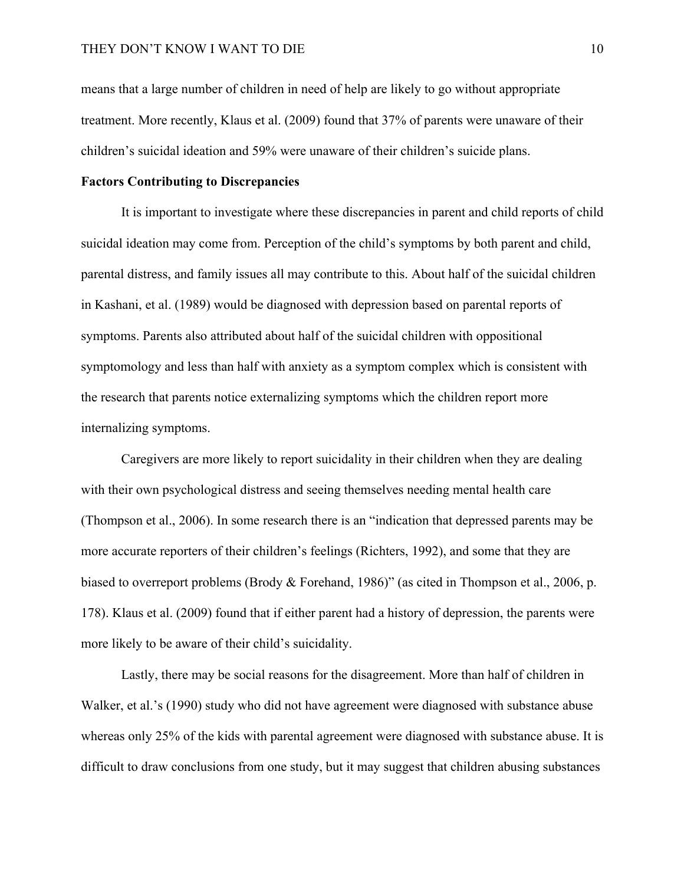means that a large number of children in need of help are likely to go without appropriate treatment. More recently, Klaus et al. (2009) found that 37% of parents were unaware of their children's suicidal ideation and 59% were unaware of their children's suicide plans.

**Factors Contributing to Discrepancies**

It is important to investigate where these discrepancies in parent and child reports of child suicidal ideation may come from. Perception of the child's symptoms by both parent and child, parental distress, and family issues all may contribute to this. About half of the suicidal children in Kashani, et al. (1989) would be diagnosed with depression based on parental reports of symptoms. Parents also attributed about half of the suicidal children with oppositional symptomology and less than half with anxiety as a symptom complex which is consistent with the research that parents notice externalizing symptoms which the children report more internalizing symptoms.

Caregivers are more likely to report suicidality in their children when they are dealing with their own psychological distress and seeing themselves needing mental health care (Thompson et al., 2006). In some research there is an "indication that depressed parents may be more accurate reporters of their children's feelings (Richters, 1992), and some that they are biased to overreport problems (Brody & Forehand, 1986)" (as cited in Thompson et al., 2006, p. 178). Klaus et al. (2009) found that if either parent had a history of depression, the parents were more likely to be aware of their child's suicidality.

Lastly, there may be social reasons for the disagreement. More than half of children in Walker, et al.'s (1990) study who did not have agreement were diagnosed with substance abuse whereas only 25% of the kids with parental agreement were diagnosed with substance abuse. It is difficult to draw conclusions from one study, but it may suggest that children abusing substances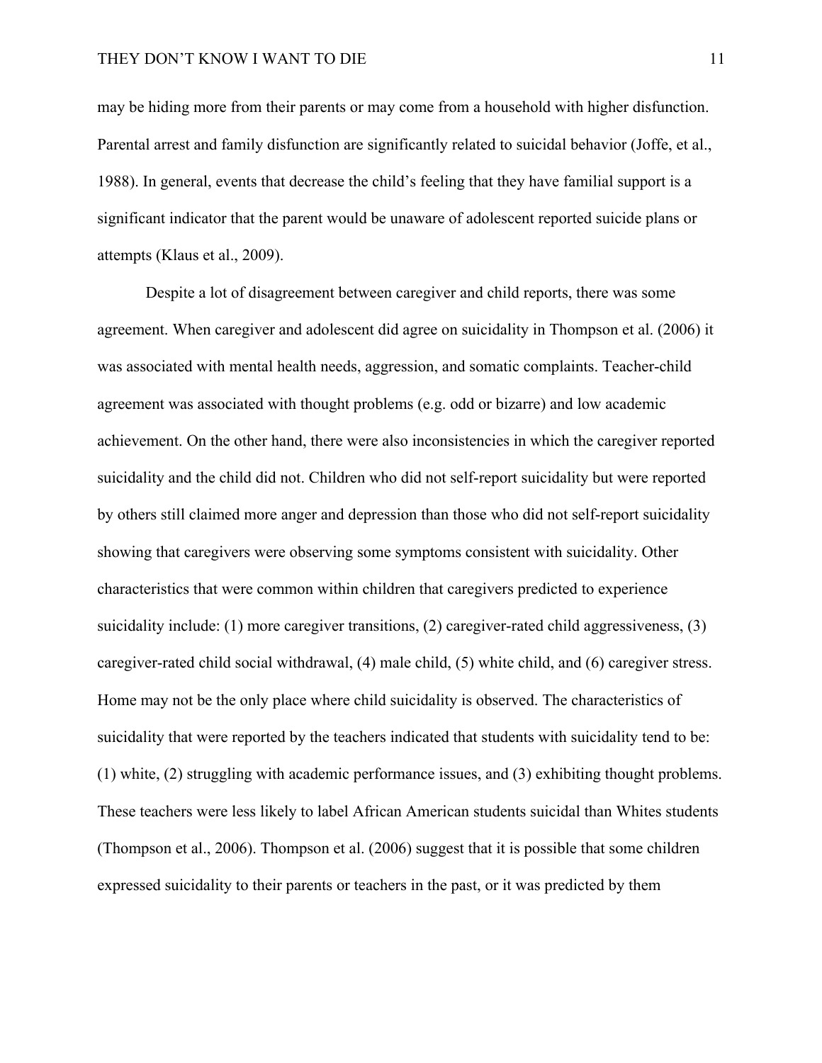may be hiding more from their parents or may come from a household with higher disfunction. Parental arrest and family disfunction are significantly related to suicidal behavior (Joffe, et al., 1988). In general, events that decrease the child's feeling that they have familial support is a significant indicator that the parent would be unaware of adolescent reported suicide plans or attempts (Klaus et al., 2009).

Despite a lot of disagreement between caregiver and child reports, there was some agreement. When caregiver and adolescent did agree on suicidality in Thompson et al. (2006) it was associated with mental health needs, aggression, and somatic complaints. Teacher-child agreement was associated with thought problems (e.g. odd or bizarre) and low academic achievement. On the other hand, there were also inconsistencies in which the caregiver reported suicidality and the child did not. Children who did not self-report suicidality but were reported by others still claimed more anger and depression than those who did not self-report suicidality showing that caregivers were observing some symptoms consistent with suicidality. Other characteristics that were common within children that caregivers predicted to experience suicidality include: (1) more caregiver transitions, (2) caregiver-rated child aggressiveness, (3) caregiver-rated child social withdrawal, (4) male child, (5) white child, and (6) caregiver stress. Home may not be the only place where child suicidality is observed. The characteristics of suicidality that were reported by the teachers indicated that students with suicidality tend to be: (1) white, (2) struggling with academic performance issues, and (3) exhibiting thought problems. These teachers were less likely to label African American students suicidal than Whites students (Thompson et al., 2006). Thompson et al. (2006) suggest that it is possible that some children expressed suicidality to their parents or teachers in the past, or it was predicted by them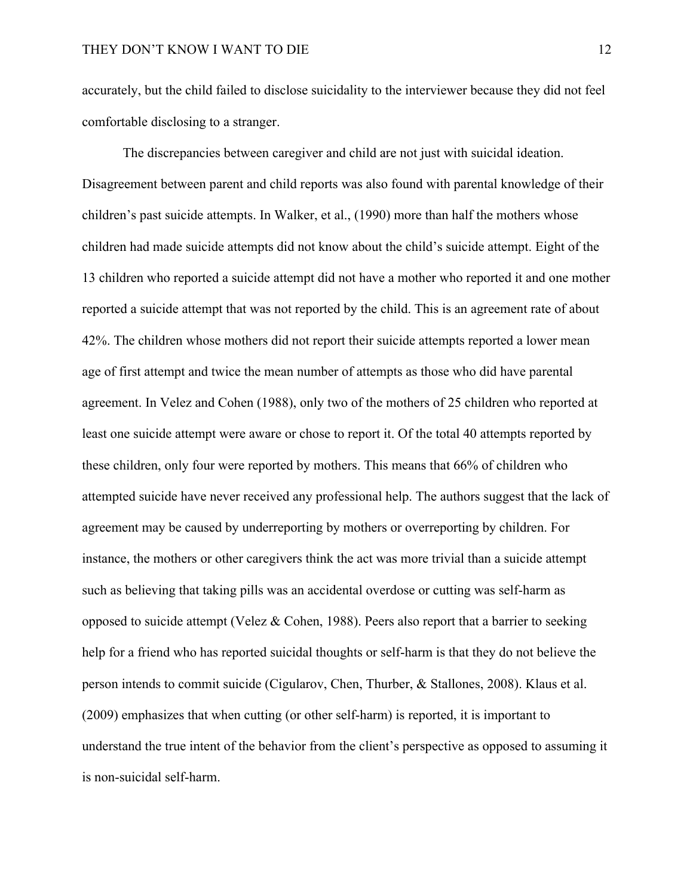accurately, but the child failed to disclose suicidality to the interviewer because they did not feel comfortable disclosing to a stranger.

The discrepancies between caregiver and child are not just with suicidal ideation. Disagreement between parent and child reports was also found with parental knowledge of their children's past suicide attempts. In Walker, et al., (1990) more than half the mothers whose children had made suicide attempts did not know about the child's suicide attempt. Eight of the 13 children who reported a suicide attempt did not have a mother who reported it and one mother reported a suicide attempt that was not reported by the child. This is an agreement rate of about 42%. The children whose mothers did not report their suicide attempts reported a lower mean age of first attempt and twice the mean number of attempts as those who did have parental agreement. In Velez and Cohen (1988), only two of the mothers of 25 children who reported at least one suicide attempt were aware or chose to report it. Of the total 40 attempts reported by these children, only four were reported by mothers. This means that 66% of children who attempted suicide have never received any professional help. The authors suggest that the lack of agreement may be caused by underreporting by mothers or overreporting by children. For instance, the mothers or other caregivers think the act was more trivial than a suicide attempt such as believing that taking pills was an accidental overdose or cutting was self-harm as opposed to suicide attempt (Velez & Cohen, 1988). Peers also report that a barrier to seeking help for a friend who has reported suicidal thoughts or self-harm is that they do not believe the person intends to commit suicide (Cigularov, Chen, Thurber, & Stallones, 2008). Klaus et al. (2009) emphasizes that when cutting (or other self-harm) is reported, it is important to understand the true intent of the behavior from the client's perspective as opposed to assuming it is non-suicidal self-harm.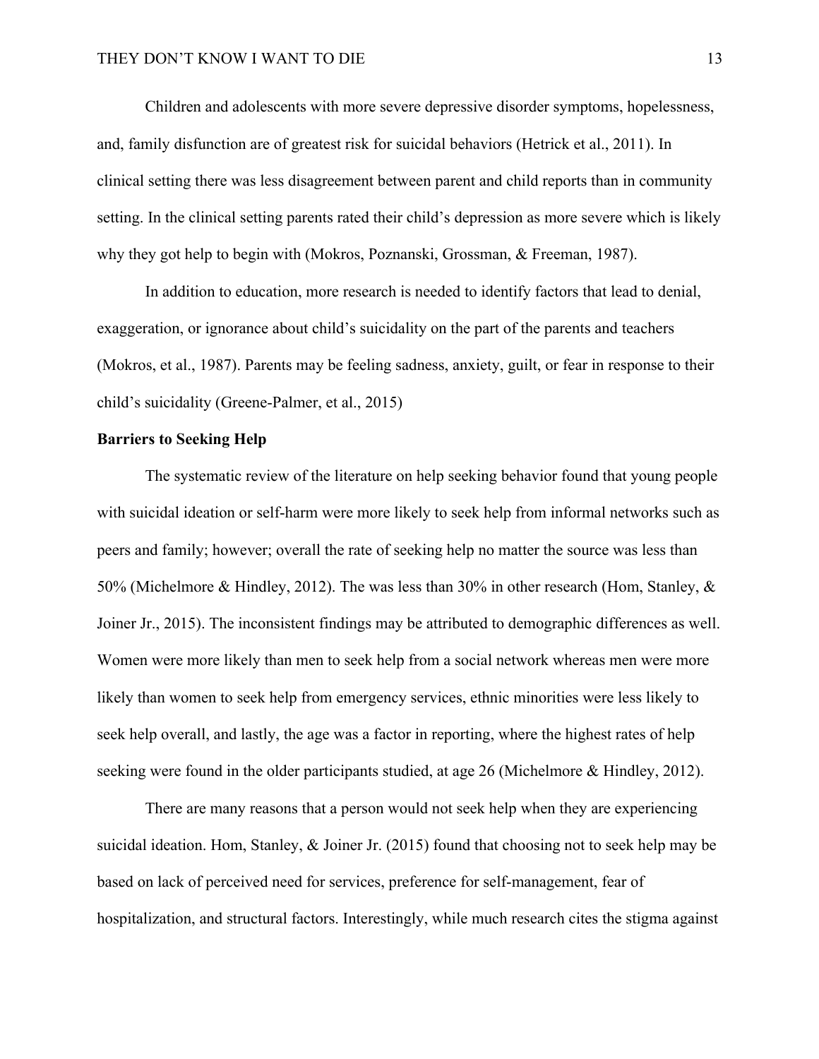Children and adolescents with more severe depressive disorder symptoms, hopelessness, and, family disfunction are of greatest risk for suicidal behaviors (Hetrick et al., 2011). In clinical setting there was less disagreement between parent and child reports than in community setting. In the clinical setting parents rated their child's depression as more severe which is likely why they got help to begin with (Mokros, Poznanski, Grossman, & Freeman, 1987).

In addition to education, more research is needed to identify factors that lead to denial, exaggeration, or ignorance about child's suicidality on the part of the parents and teachers (Mokros, et al., 1987). Parents may be feeling sadness, anxiety, guilt, or fear in response to their child's suicidality (Greene-Palmer, et al., 2015)

**Barriers to Seeking Help**

The systematic review of the literature on help seeking behavior found that young people with suicidal ideation or self-harm were more likely to seek help from informal networks such as peers and family; however; overall the rate of seeking help no matter the source was less than 50% (Michelmore & Hindley, 2012). The was less than 30% in other research (Hom, Stanley, & Joiner Jr., 2015). The inconsistent findings may be attributed to demographic differences as well. Women were more likely than men to seek help from a social network whereas men were more likely than women to seek help from emergency services, ethnic minorities were less likely to seek help overall, and lastly, the age was a factor in reporting, where the highest rates of help seeking were found in the older participants studied, at age 26 (Michelmore & Hindley, 2012).

There are many reasons that a person would not seek help when they are experiencing suicidal ideation. Hom, Stanley, & Joiner Jr. (2015) found that choosing not to seek help may be based on lack of perceived need for services, preference for self-management, fear of hospitalization, and structural factors. Interestingly, while much research cites the stigma against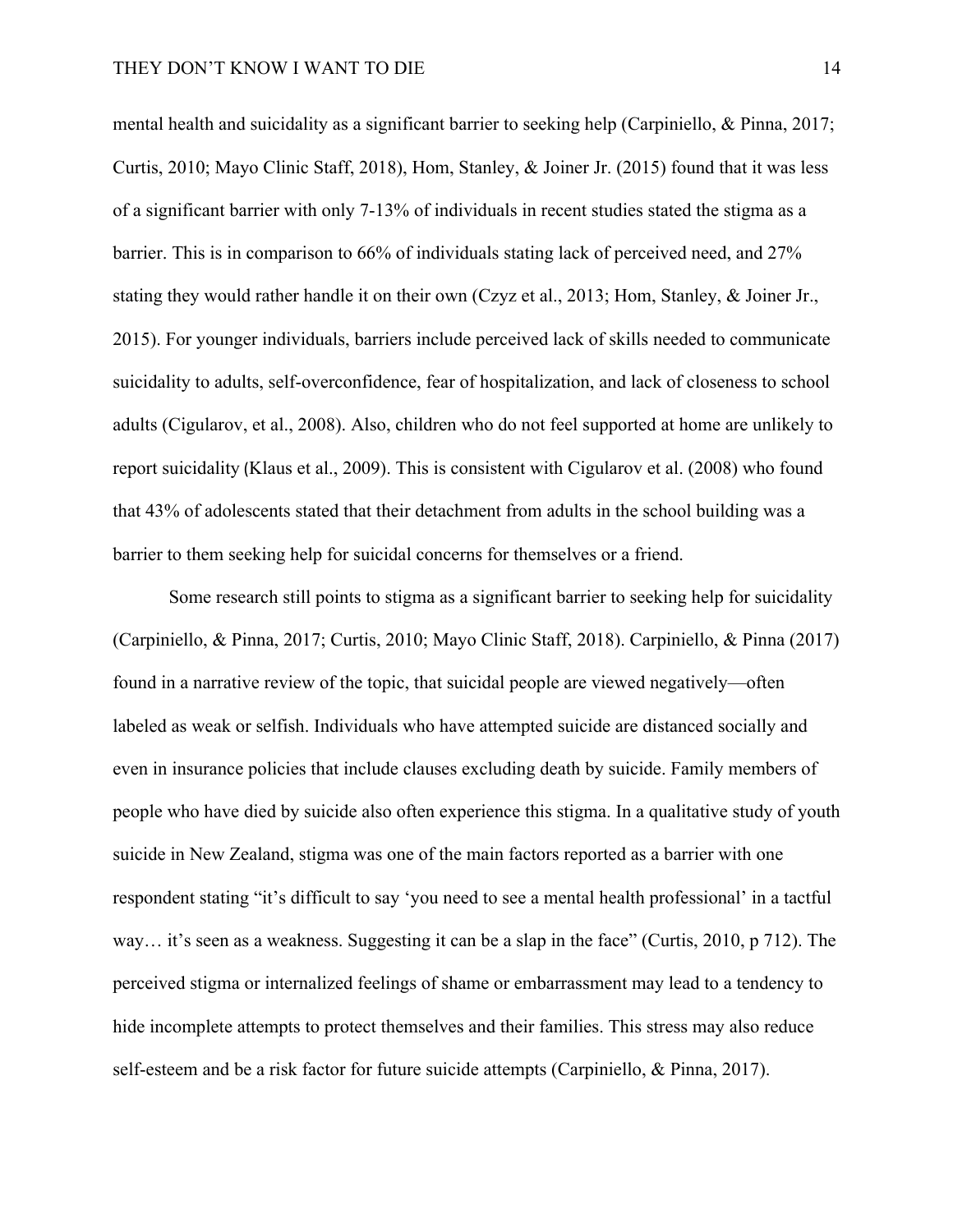mental health and suicidality as a significant barrier to seeking help (Carpiniello, & Pinna, 2017; Curtis, 2010; Mayo Clinic Staff, 2018), Hom, Stanley, & Joiner Jr. (2015) found that it was less of a significant barrier with only 7-13% of individuals in recent studies stated the stigma as a barrier. This is in comparison to 66% of individuals stating lack of perceived need, and 27% stating they would rather handle it on their own (Czyz et al., 2013; Hom, Stanley, & Joiner Jr., 2015). For younger individuals, barriers include perceived lack of skills needed to communicate suicidality to adults, self-overconfidence, fear of hospitalization, and lack of closeness to school adults (Cigularov, et al., 2008). Also, children who do not feel supported at home are unlikely to report suicidality (Klaus et al., 2009). This is consistent with Cigularov et al. (2008) who found that 43% of adolescents stated that their detachment from adults in the school building was a barrier to them seeking help for suicidal concerns for themselves or a friend.

Some research still points to stigma as a significant barrier to seeking help for suicidality (Carpiniello, & Pinna, 2017; Curtis, 2010; Mayo Clinic Staff, 2018). Carpiniello, & Pinna (2017) found in a narrative review of the topic, that suicidal people are viewed negatively—often labeled as weak or selfish. Individuals who have attempted suicide are distanced socially and even in insurance policies that include clauses excluding death by suicide. Family members of people who have died by suicide also often experience this stigma. In a qualitative study of youth suicide in New Zealand, stigma was one of the main factors reported as a barrier with one respondent stating "it's difficult to say 'you need to see a mental health professional' in a tactful way… it's seen as a weakness. Suggesting it can be a slap in the face" (Curtis, 2010, p 712). The perceived stigma or internalized feelings of shame or embarrassment may lead to a tendency to hide incomplete attempts to protect themselves and their families. This stress may also reduce self-esteem and be a risk factor for future suicide attempts (Carpiniello, & Pinna, 2017).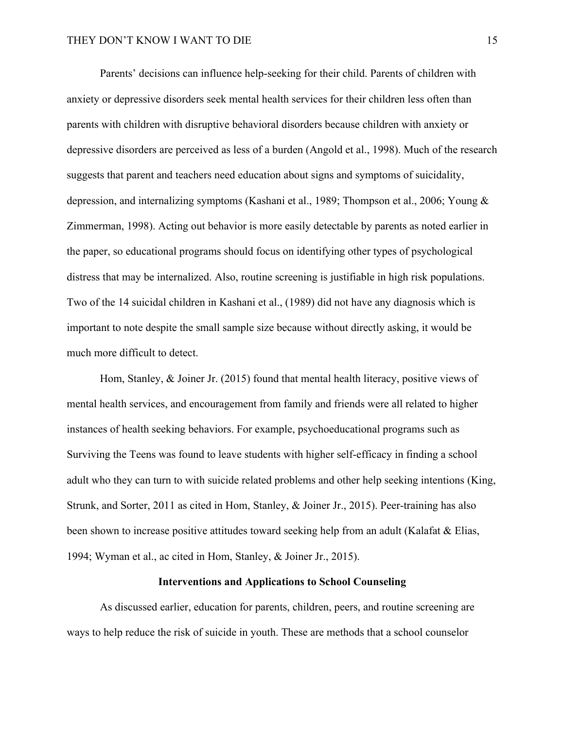Parents' decisions can influence help-seeking for their child. Parents of children with anxiety or depressive disorders seek mental health services for their children less often than parents with children with disruptive behavioral disorders because children with anxiety or depressive disorders are perceived as less of a burden (Angold et al., 1998). Much of the research suggests that parent and teachers need education about signs and symptoms of suicidality, depression, and internalizing symptoms (Kashani et al., 1989; Thompson et al., 2006; Young & Zimmerman, 1998). Acting out behavior is more easily detectable by parents as noted earlier in the paper, so educational programs should focus on identifying other types of psychological distress that may be internalized. Also, routine screening is justifiable in high risk populations. Two of the 14 suicidal children in Kashani et al., (1989) did not have any diagnosis which is important to note despite the small sample size because without directly asking, it would be much more difficult to detect.

Hom, Stanley, & Joiner Jr. (2015) found that mental health literacy, positive views of mental health services, and encouragement from family and friends were all related to higher instances of health seeking behaviors. For example, psychoeducational programs such as Surviving the Teens was found to leave students with higher self-efficacy in finding a school adult who they can turn to with suicide related problems and other help seeking intentions (King, Strunk, and Sorter, 2011 as cited in Hom, Stanley, & Joiner Jr., 2015). Peer-training has also been shown to increase positive attitudes toward seeking help from an adult (Kalafat & Elias, 1994; Wyman et al., ac cited in Hom, Stanley, & Joiner Jr., 2015).

## Interventions and Applications to School Counseling

As discussed earlier, education for parents, children, peers, and routine screening are ways to help reduce the risk of suicide in youth. These are methods that a school counselor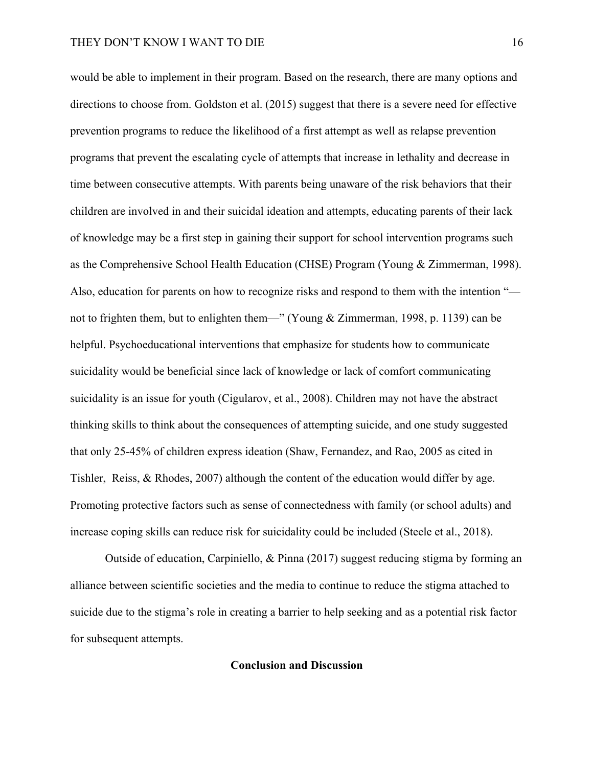would be able to implement in their program. Based on the research, there are many options and directions to choose from. Goldston et al. (2015) suggest that there is a severe need for effective prevention programs to reduce the likelihood of a first attempt as well as relapse prevention programs that prevent the escalating cycle of attempts that increase in lethality and decrease in time between consecutive attempts. With parents being unaware of the risk behaviors that their children are involved in and their suicidal ideation and attempts, educating parents of their lack of knowledge may be a first step in gaining their support for school intervention programs such as the Comprehensive School Health Education (CHSE) Program (Young & Zimmerman, 1998). Also, education for parents on how to recognize risks and respond to them with the intention "—not to frighten them, but to enlighten them—" (Young & Zimmerman, 1998, p. 1139) can be helpful. Psychoeducational interventions that emphasize for students how to communicate suicidality would be beneficial since lack of knowledge or lack of comfort communicating suicidality is an issue for youth (Cigularov, et al., 2008). Children may not have the abstract thinking skills to think about the consequences of attempting suicide, and one study suggested that only 25-45% of children express ideation (Shaw, Fernandez, and Rao, 2005 as cited in Tishler, Reiss, & Rhodes, 2007) although the content of the education would differ by age. Promoting protective factors such as sense of connectedness with family (or school adults) and increase coping skills can reduce risk for suicidality could be included (Steele et al., 2018).

Outside of education, Carpiniello, & Pinna (2017) suggest reducing stigma by forming an alliance between scientific societies and the media to continue to reduce the stigma attached to suicide due to the stigma's role in creating a barrier to help seeking and as a potential risk factor for subsequent attempts.

## Conclusion and Discussion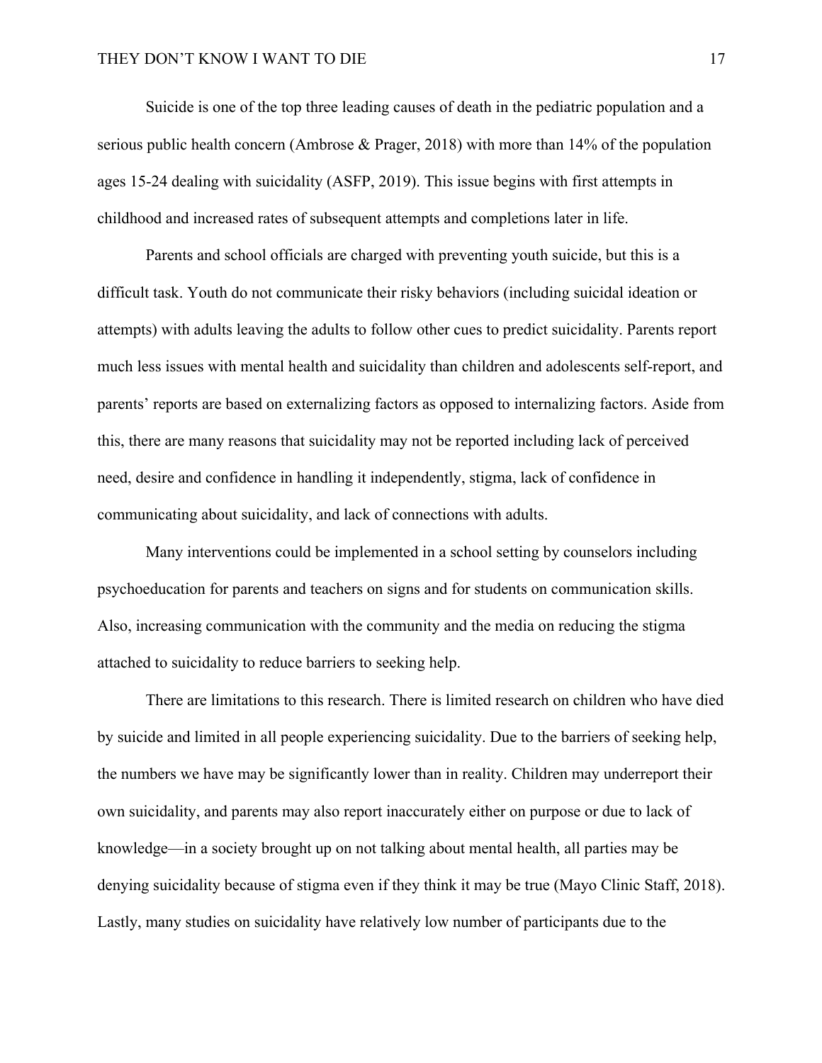Suicide is one of the top three leading causes of death in the pediatric population and a serious public health concern (Ambrose & Prager, 2018) with more than 14% of the population ages 15-24 dealing with suicidality (ASFP, 2019). This issue begins with first attempts in childhood and increased rates of subsequent attempts and completions later in life.

Parents and school officials are charged with preventing youth suicide, but this is a difficult task. Youth do not communicate their risky behaviors (including suicidal ideation or attempts) with adults leaving the adults to follow other cues to predict suicidality. Parents report much less issues with mental health and suicidality than children and adolescents self-report, and parents' reports are based on externalizing factors as opposed to internalizing factors. Aside from this, there are many reasons that suicidality may not be reported including lack of perceived need, desire and confidence in handling it independently, stigma, lack of confidence in communicating about suicidality, and lack of connections with adults.

Many interventions could be implemented in a school setting by counselors including psychoeducation for parents and teachers on signs and for students on communication skills. Also, increasing communication with the community and the media on reducing the stigma attached to suicidality to reduce barriers to seeking help.

There are limitations to this research. There is limited research on children who have died by suicide and limited in all people experiencing suicidality. Due to the barriers of seeking help, the numbers we have may be significantly lower than in reality. Children may underreport their own suicidality, and parents may also report inaccurately either on purpose or due to lack of knowledge—in a society brought up on not talking about mental health, all parties may be denying suicidality because of stigma even if they think it may be true (Mayo Clinic Staff, 2018). Lastly, many studies on suicidality have relatively low number of participants due to the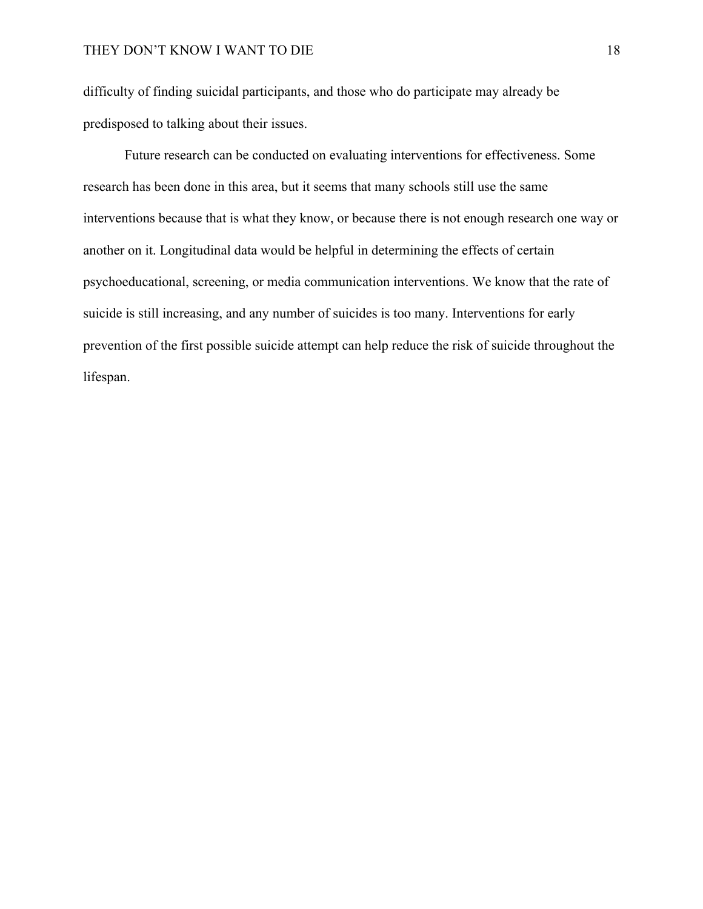difficulty of finding suicidal participants, and those who do participate may already be predisposed to talking about their issues.

Future research can be conducted on evaluating interventions for effectiveness. Some research has been done in this area, but it seems that many schools still use the same interventions because that is what they know, or because there is not enough research one way or another on it. Longitudinal data would be helpful in determining the effects of certain psychoeducational, screening, or media communication interventions. We know that the rate of suicide is still increasing, and any number of suicides is too many. Interventions for early prevention of the first possible suicide attempt can help reduce the risk of suicide throughout the lifespan.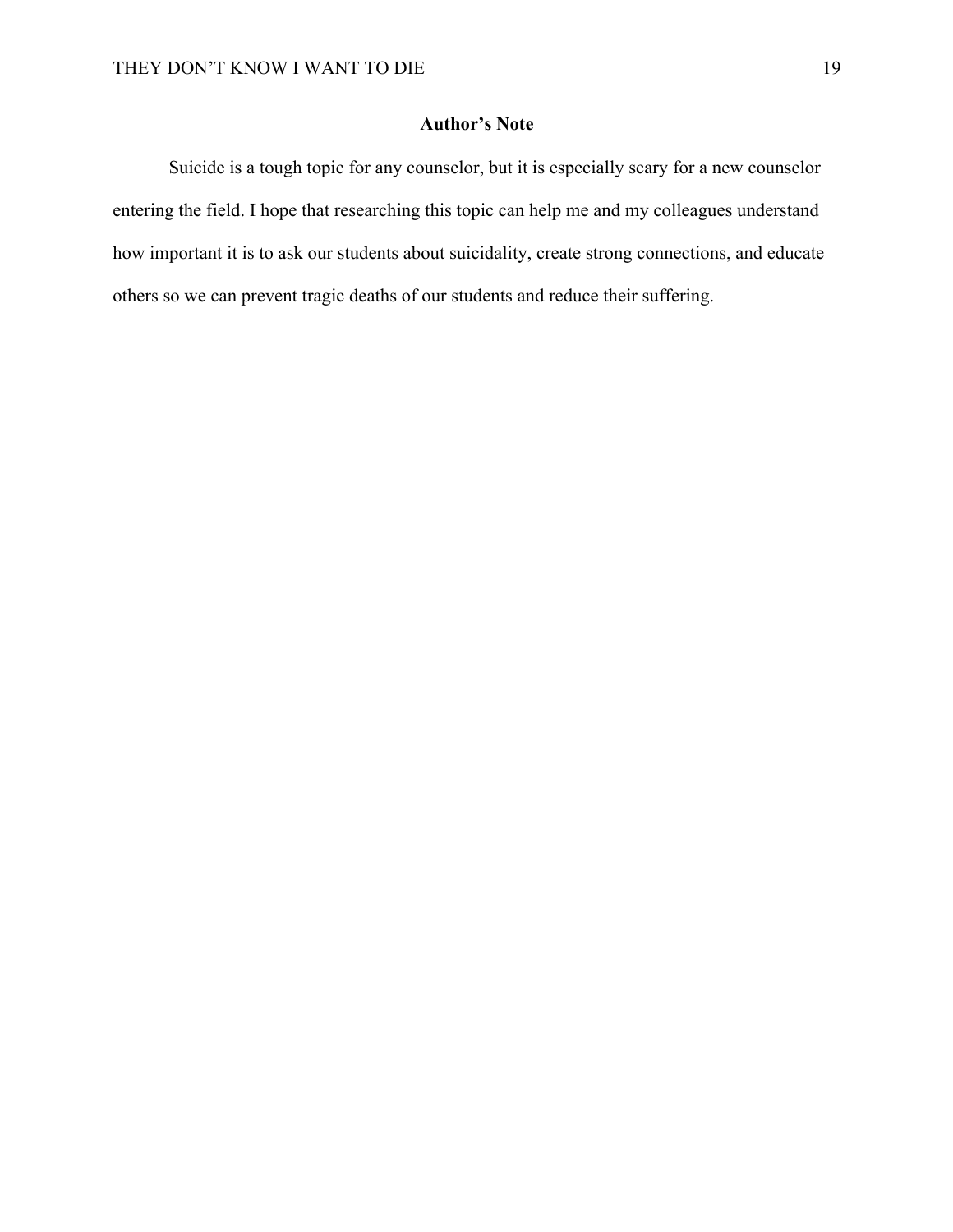## Author's Note

Suicide is a tough topic for any counselor, but it is especially scary for a new counselor entering the field. I hope that researching this topic can help me and my colleagues understand how important it is to ask our students about suicidality, create strong connections, and educate others so we can prevent tragic deaths of our students and reduce their suffering.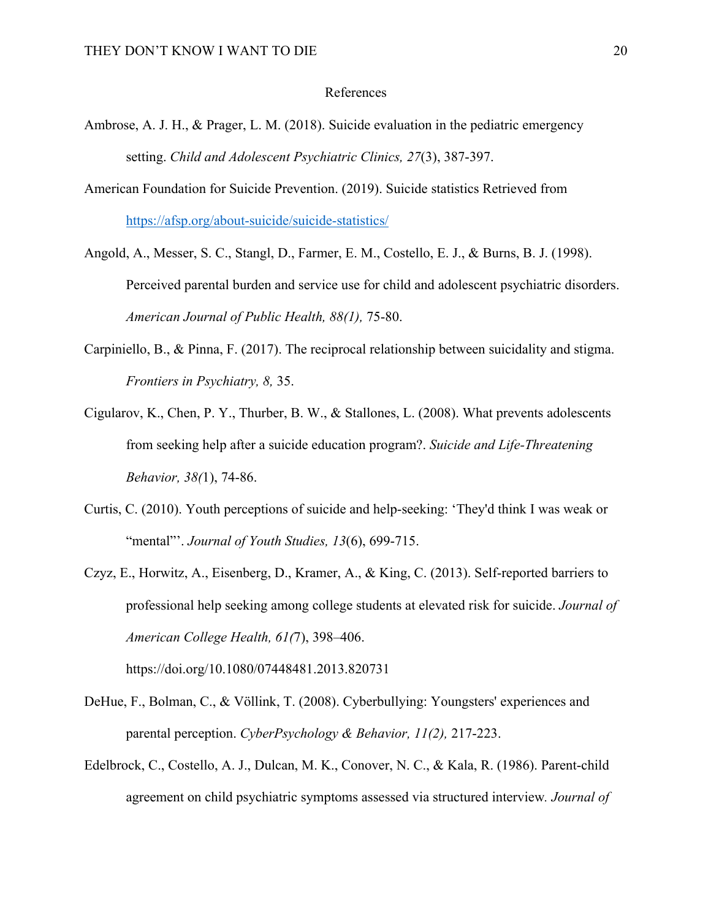# References

Ambrose, A. J. H., & Prager, L. M. (2018). Suicide evaluation in the pediatric emergency setting. *Child and Adolescent Psychiatric Clinics, 27*(3), 387-397.

American Foundation for Suicide Prevention. (2019). Suicide statistics Retrieved from https://afsp.org/about-suicide/suicide-statistics/

Angold, A., Messer, S. C., Stangl, D., Farmer, E. M., Costello, E. J., & Burns, B. J. (1998). Perceived parental burden and service use for child and adolescent psychiatric disorders. *American Journal of Public Health, 88(1),* 75-80.

Carpiniello, B., & Pinna, F. (2017). The reciprocal relationship between suicidality and stigma. *Frontiers in Psychiatry, 8,* 35.

Cigularov, K., Chen, P. Y., Thurber, B. W., & Stallones, L. (2008). What prevents adolescents from seeking help after a suicide education program?. *Suicide and Life-Threatening Behavior, 38(*1), 74-86.

Curtis, C. (2010). Youth perceptions of suicide and help-seeking: 'They'd think I was weak or "mental"'. *Journal of Youth Studies, 13*(6), 699-715.

Czyz, E., Horwitz, A., Eisenberg, D., Kramer, A., & King, C. (2013). Self-reported barriers to professional help seeking among college students at elevated risk for suicide. *Journal of American College Health, 61(*7), 398–406. https://doi.org/10.1080/07448481.2013.820731

DeHue, F., Bolman, C., & Völlink, T. (2008). Cyberbullying: Youngsters' experiences and parental perception. *CyberPsychology & Behavior, 11(2),* 217-223.

Edelbrock, C., Costello, A. J., Dulcan, M. K., Conover, N. C., & Kala, R. (1986). Parent-child agreement on child psychiatric symptoms assessed via structured interview. *Journal of*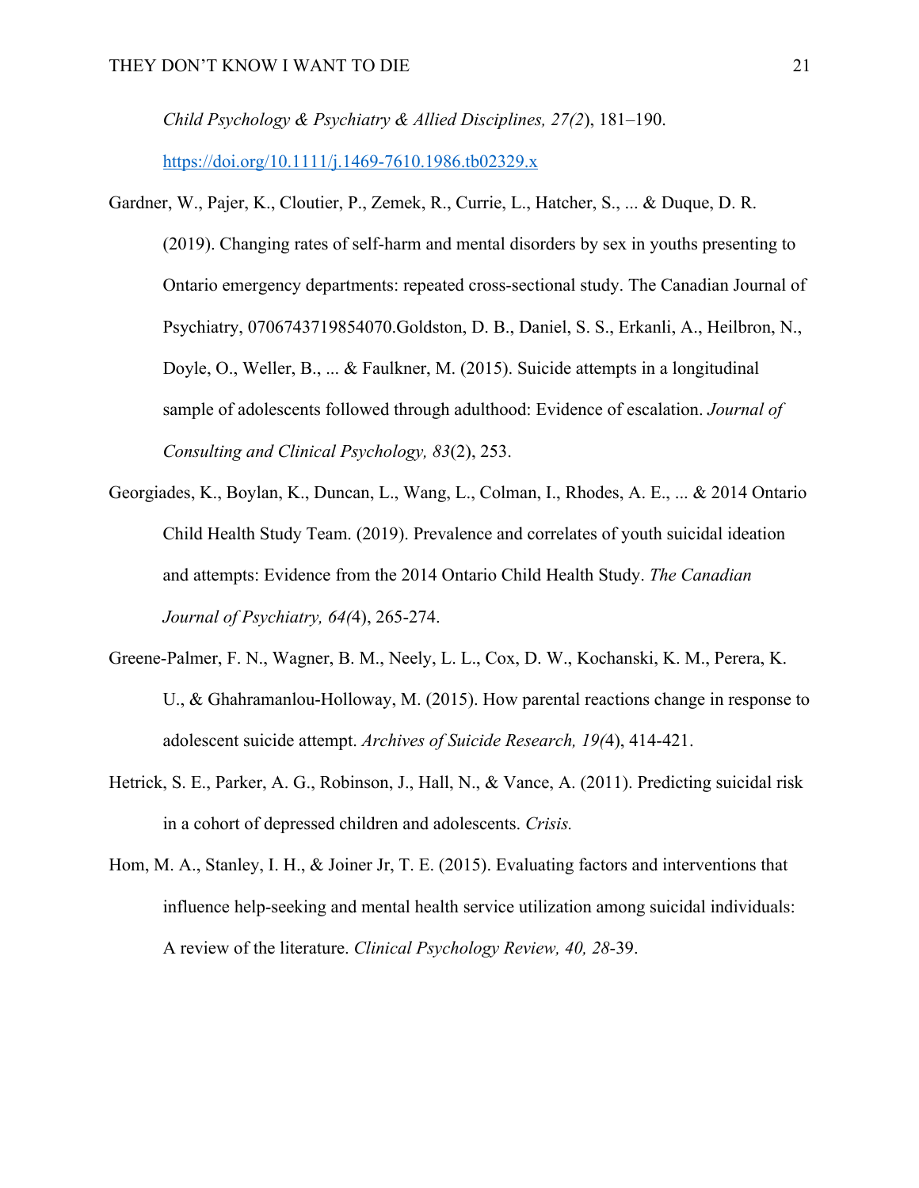*Child Psychology & Psychiatry & Allied Disciplines, 27(2*), 181–190. https://doi.org/10.1111/j.1469-7610.1986.tb02329.x

Gardner, W., Pajer, K., Cloutier, P., Zemek, R., Currie, L., Hatcher, S., ... & Duque, D. R. (2019). Changing rates of self-harm and mental disorders by sex in youths presenting to Ontario emergency departments: repeated cross-sectional study. The Canadian Journal of Psychiatry, 0706743719854070.Goldston, D. B., Daniel, S. S., Erkanli, A., Heilbron, N., Doyle, O., Weller, B., ... & Faulkner, M. (2015). Suicide attempts in a longitudinal sample of adolescents followed through adulthood: Evidence of escalation. *Journal of Consulting and Clinical Psychology, 83*(2), 253.

Georgiades, K., Boylan, K., Duncan, L., Wang, L., Colman, I., Rhodes, A. E., ... & 2014 Ontario Child Health Study Team. (2019). Prevalence and correlates of youth suicidal ideation and attempts: Evidence from the 2014 Ontario Child Health Study. *The Canadian Journal of Psychiatry, 64(*4), 265-274.

Greene-Palmer, F. N., Wagner, B. M., Neely, L. L., Cox, D. W., Kochanski, K. M., Perera, K. U., & Ghahramanlou-Holloway, M. (2015). How parental reactions change in response to adolescent suicide attempt. *Archives of Suicide Research, 19(*4), 414-421.

Hetrick, S. E., Parker, A. G., Robinson, J., Hall, N., & Vance, A. (2011). Predicting suicidal risk in a cohort of depressed children and adolescents. *Crisis.*

Hom, M. A., Stanley, I. H., & Joiner Jr, T. E. (2015). Evaluating factors and interventions that influence help-seeking and mental health service utilization among suicidal individuals: A review of the literature. *Clinical Psychology Review, 40, 28*-39.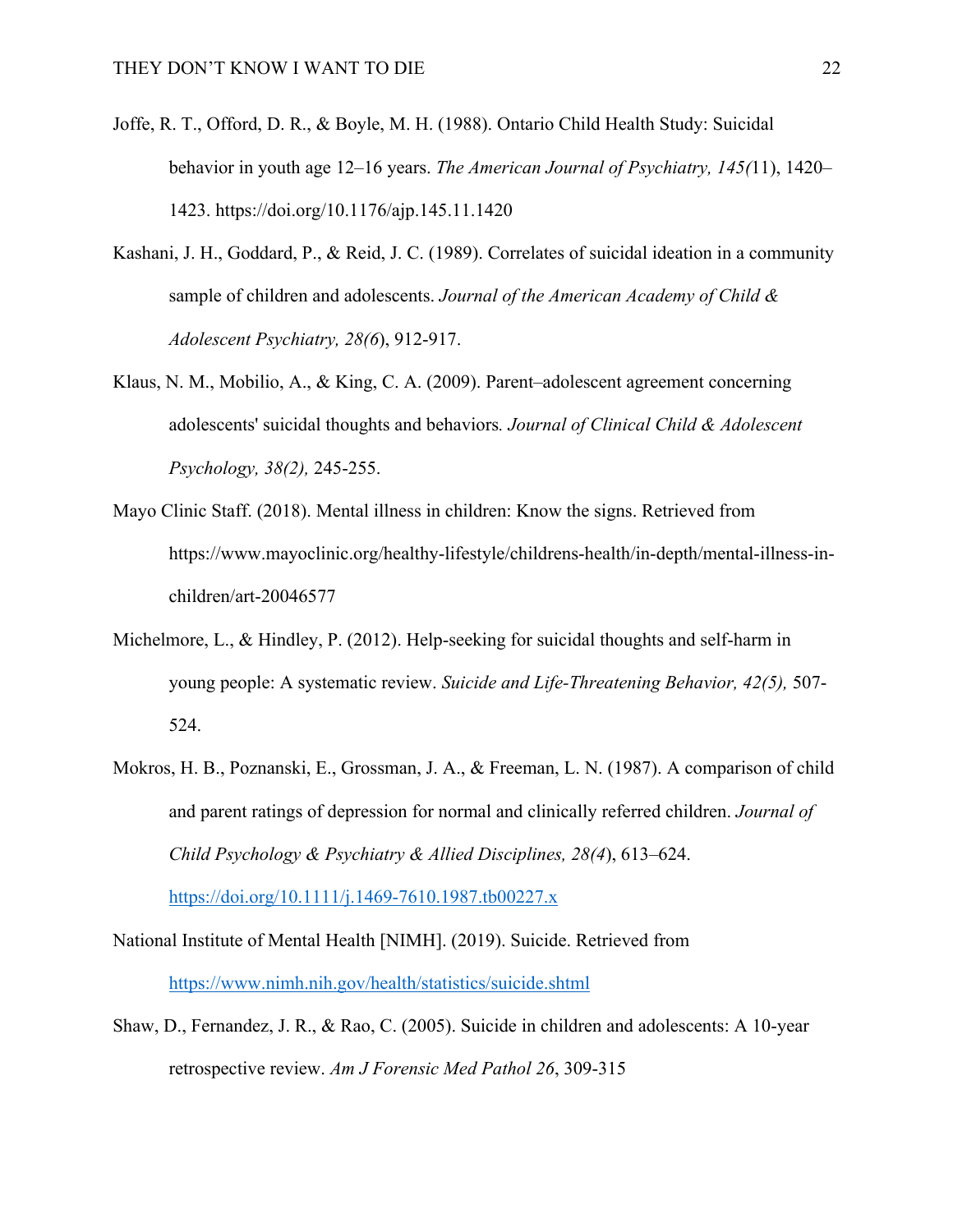Joffe, R. T., Offord, D. R., & Boyle, M. H. (1988). Ontario Child Health Study: Suicidal behavior in youth age 12–16 years. *The American Journal of Psychiatry, 145(*11), 1420–1423. https://doi.org/10.1176/ajp.145.11.1420

Kashani, J. H., Goddard, P., & Reid, J. C. (1989). Correlates of suicidal ideation in a community sample of children and adolescents. *Journal of the American Academy of Child & Adolescent Psychiatry, 28(6*), 912-917.

Klaus, N. M., Mobilio, A., & King, C. A. (2009). Parent–adolescent agreement concerning adolescents' suicidal thoughts and behaviors*. Journal of Clinical Child & Adolescent Psychology, 38(2),* 245-255.

Mayo Clinic Staff. (2018). Mental illness in children: Know the signs. Retrieved from https://www.mayoclinic.org/healthy-lifestyle/childrens-health/in-depth/mental-illness-in-children/art-20046577

Michelmore, L., & Hindley, P. (2012). Help-seeking for suicidal thoughts and self-harm in young people: A systematic review. *Suicide and Life-Threatening Behavior, 42(5),* 507-524.

Mokros, H. B., Poznanski, E., Grossman, J. A., & Freeman, L. N. (1987). A comparison of child and parent ratings of depression for normal and clinically referred children. *Journal of Child Psychology & Psychiatry & Allied Disciplines, 28(4*), 613–624. https://doi.org/10.1111/j.1469-7610.1987.tb00227.x

National Institute of Mental Health [NIMH]. (2019). Suicide. Retrieved from https://www.nimh.nih.gov/health/statistics/suicide.shtml

Shaw, D., Fernandez, J. R., & Rao, C. (2005). Suicide in children and adolescents: A 10-year retrospective review. *Am J Forensic Med Pathol 26*, 309-315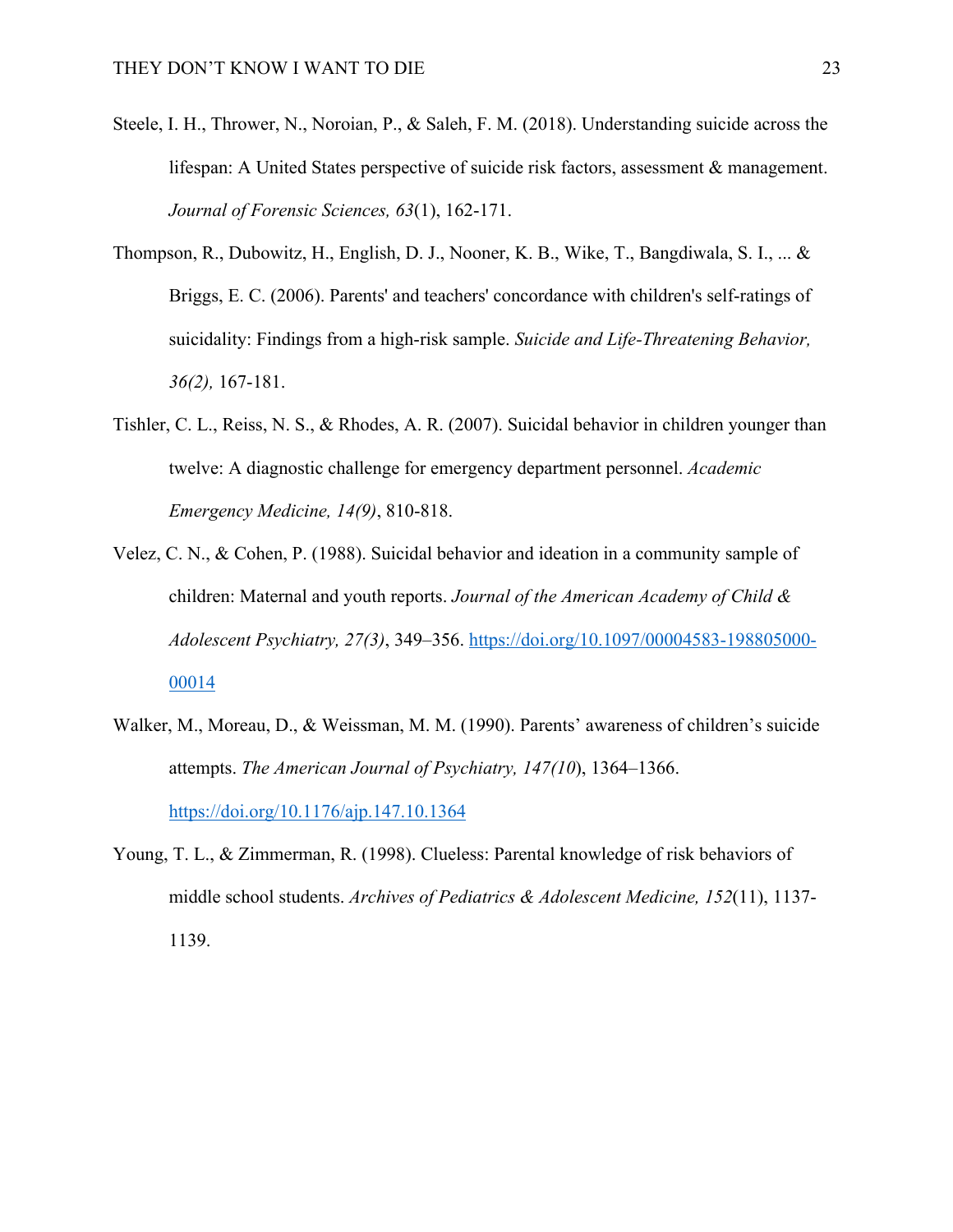Steele, I. H., Thrower, N., Noroian, P., & Saleh, F. M. (2018). Understanding suicide across the lifespan: A United States perspective of suicide risk factors, assessment & management. *Journal of Forensic Sciences, 63*(1), 162-171.

Thompson, R., Dubowitz, H., English, D. J., Nooner, K. B., Wike, T., Bangdiwala, S. I., ... & Briggs, E. C. (2006). Parents' and teachers' concordance with children's self-ratings of suicidality: Findings from a high-risk sample. *Suicide and Life-Threatening Behavior, 36(2),* 167-181.

Tishler, C. L., Reiss, N. S., & Rhodes, A. R. (2007). Suicidal behavior in children younger than twelve: A diagnostic challenge for emergency department personnel. *Academic Emergency Medicine, 14(9)*, 810-818.

Velez, C. N., & Cohen, P. (1988). Suicidal behavior and ideation in a community sample of children: Maternal and youth reports. *Journal of the American Academy of Child & Adolescent Psychiatry, 27(3)*, 349–356. https://doi.org/10.1097/00004583-198805000-00014

Walker, M., Moreau, D., & Weissman, M. M. (1990). Parents' awareness of children's suicide attempts. *The American Journal of Psychiatry, 147(10*), 1364–1366. https://doi.org/10.1176/ajp.147.10.1364

Young, T. L., & Zimmerman, R. (1998). Clueless: Parental knowledge of risk behaviors of middle school students. *Archives of Pediatrics & Adolescent Medicine, 152*(11), 1137-1139.